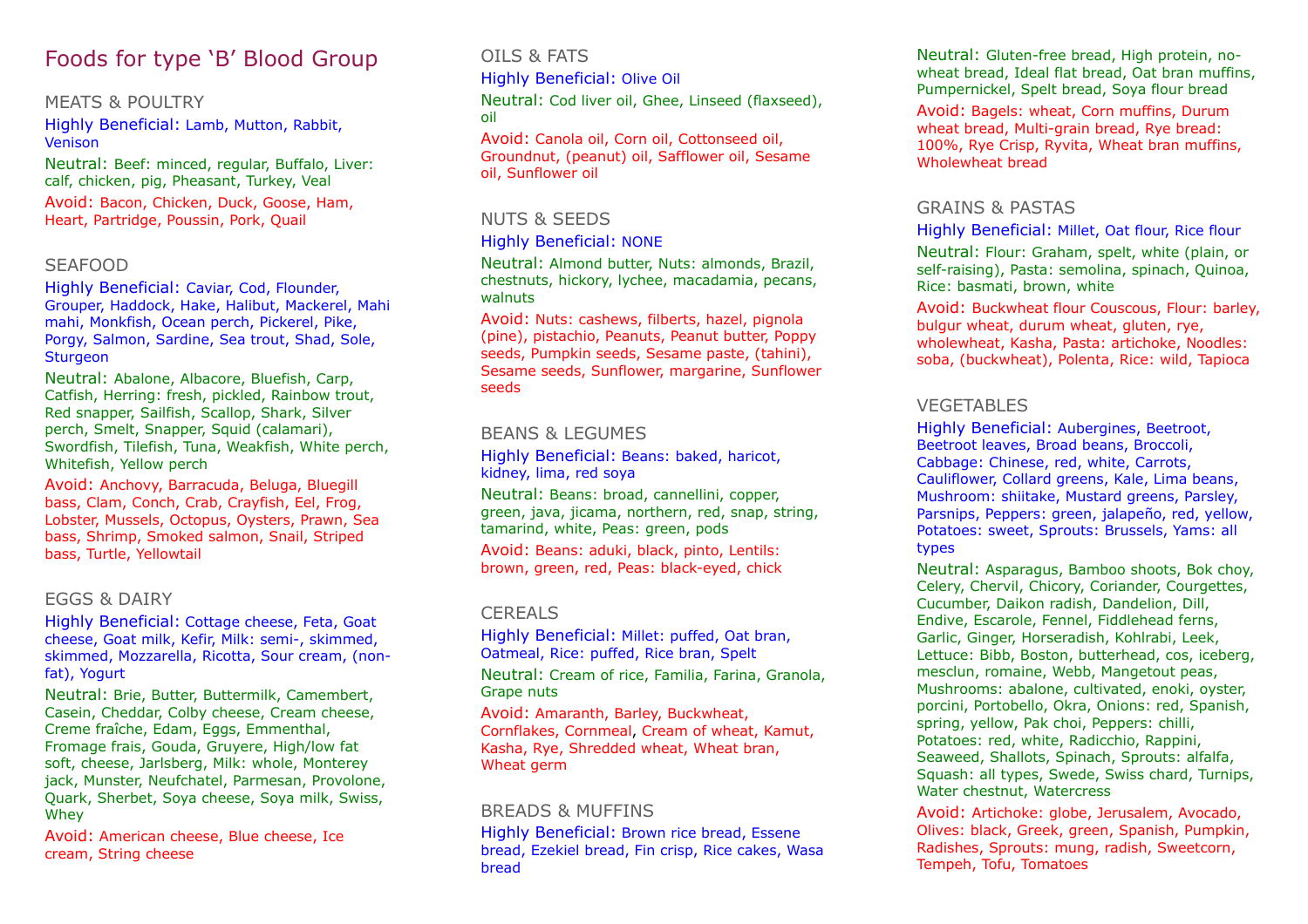# Foods for type 'B' Blood Group

## MEATS & POULTRY

Highly Beneficial: Lamb, Mutton, Rabbit, Venison

Neutral: Beef: minced, regular, Buffalo, Liver: calf, chicken, pig, Pheasant, Turkey, Veal

Avoid: Bacon, Chicken, Duck, Goose, Ham, Heart, Partridge, Poussin, Pork, Quail

## SEAFOOD

Highly Beneficial: Caviar, Cod, Flounder, Grouper, Haddock, Hake, Halibut, Mackerel, Mahi mahi, Monkfish, Ocean perch, Pickerel, Pike, Porgy, Salmon, Sardine, Sea trout, Shad, Sole, Sturgeon

Neutral: Abalone, Albacore, Bluefish, Carp, Catfish, Herring: fresh, pickled, Rainbow trout, Red snapper, Sailfish, Scallop, Shark, Silver perch, Smelt, Snapper, Squid (calamari), Swordfish, Tilefish, Tuna, Weakfish, White perch, Whitefish, Yellow perch

Avoid: Anchovy, Barracuda, Beluga, Bluegill bass, Clam, Conch, Crab, Crayfish, Eel, Frog, Lobster, Mussels, Octopus, Oysters, Prawn, Sea bass, Shrimp, Smoked salmon, Snail, Striped bass, Turtle, Yellowtail

## EGGS & DAIRY

Highly Beneficial: Cottage cheese, Feta, Goat cheese, Goat milk, Kefir, Milk: semi-, skimmed, skimmed, Mozzarella, Ricotta, Sour cream, (non-fat), Yogurt

Neutral: Brie, Butter, Buttermilk, Camembert, Casein, Cheddar, Colby cheese, Cream cheese, Creme fraîche, Edam, Eggs, Emmenthal, Fromage frais, Gouda, Gruyere, High/low fat soft, cheese, Jarlsberg, Milk: whole, Monterey jack, Munster, Neufchatel, Parmesan, Provolone, Quark, Sherbet, Soya cheese, Soya milk, Swiss, Whey

Avoid: American cheese, Blue cheese, Ice cream, String cheese

## OILS & FATS

Highly Beneficial: Olive Oil

Neutral: Cod liver oil, Ghee, Linseed (flaxseed), oil

Avoid: Canola oil, Corn oil, Cottonseed oil, Groundnut, (peanut) oil, Safflower oil, Sesame oil, Sunflower oil

## NUTS & SEEDS

Highly Beneficial: NONE

Neutral: Almond butter, Nuts: almonds, Brazil, chestnuts, hickory, lychee, macadamia, pecans, walnuts

Avoid: Nuts: cashews, filberts, hazel, pignola (pine), pistachio, Peanuts, Peanut butter, Poppy seeds, Pumpkin seeds, Sesame paste, (tahini), Sesame seeds, Sunflower, margarine, Sunflower seeds

## BEANS & LEGUMES

Highly Beneficial: Beans: baked, haricot, kidney, lima, red soya

Neutral: Beans: broad, cannellini, copper, green, java, jicama, northern, red, snap, string, tamarind, white, Peas: green, pods

Avoid: Beans: aduki, black, pinto, Lentils: brown, green, red, Peas: black-eyed, chick

## CEREALS

Highly Beneficial: Millet: puffed, Oat bran, Oatmeal, Rice: puffed, Rice bran, Spelt

Neutral: Cream of rice, Familia, Farina, Granola, Grape nuts

Avoid: Amaranth, Barley, Buckwheat, Cornflakes, Cornmeal, Cream of wheat, Kamut, Kasha, Rye, Shredded wheat, Wheat bran, Wheat germ

## BREADS & MUFFINS

Highly Beneficial: Brown rice bread, Essene bread, Ezekiel bread, Fin crisp, Rice cakes, Wasa bread

Neutral: Gluten-free bread, High protein, no-wheat bread, Ideal flat bread, Oat bran muffins, Pumpernickel, Spelt bread, Soya flour bread

Avoid: Bagels: wheat, Corn muffins, Durum wheat bread, Multi-grain bread, Rye bread: 100%, Rye Crisp, Ryvita, Wheat bran muffins, Wholewheat bread

## GRAINS & PASTAS

Highly Beneficial: Millet, Oat flour, Rice flour

Neutral: Flour: Graham, spelt, white (plain, or self-raising), Pasta: semolina, spinach, Quinoa, Rice: basmati, brown, white

Avoid: Buckwheat flour Couscous, Flour: barley, bulgur wheat, durum wheat, gluten, rye, wholewheat, Kasha, Pasta: artichoke, Noodles: soba, (buckwheat), Polenta, Rice: wild, Tapioca

## VEGETABLES

Highly Beneficial: Aubergines, Beetroot, Beetroot leaves, Broad beans, Broccoli, Cabbage: Chinese, red, white, Carrots, Cauliflower, Collard greens, Kale, Lima beans, Mushroom: shiitake, Mustard greens, Parsley, Parsnips, Peppers: green, jalapeño, red, yellow, Potatoes: sweet, Sprouts: Brussels, Yams: all types

Neutral: Asparagus, Bamboo shoots, Bok choy, Celery, Chervil, Chicory, Coriander, Courgettes, Cucumber, Daikon radish, Dandelion, Dill, Endive, Escarole, Fennel, Fiddlehead ferns, Garlic, Ginger, Horseradish, Kohlrabi, Leek, Lettuce: Bibb, Boston, butterhead, cos, iceberg, mesclun, romaine, Webb, Mangetout peas, Mushrooms: abalone, cultivated, enoki, oyster, porcini, Portobello, Okra, Onions: red, Spanish, spring, yellow, Pak choi, Peppers: chilli, Potatoes: red, white, Radicchio, Rappini, Seaweed, Shallots, Spinach, Sprouts: alfalfa, Squash: all types, Swede, Swiss chard, Turnips, Water chestnut, Watercress

Avoid: Artichoke: globe, Jerusalem, Avocado, Olives: black, Greek, green, Spanish, Pumpkin, Radishes, Sprouts: mung, radish, Sweetcorn, Tempeh, Tofu, Tomatoes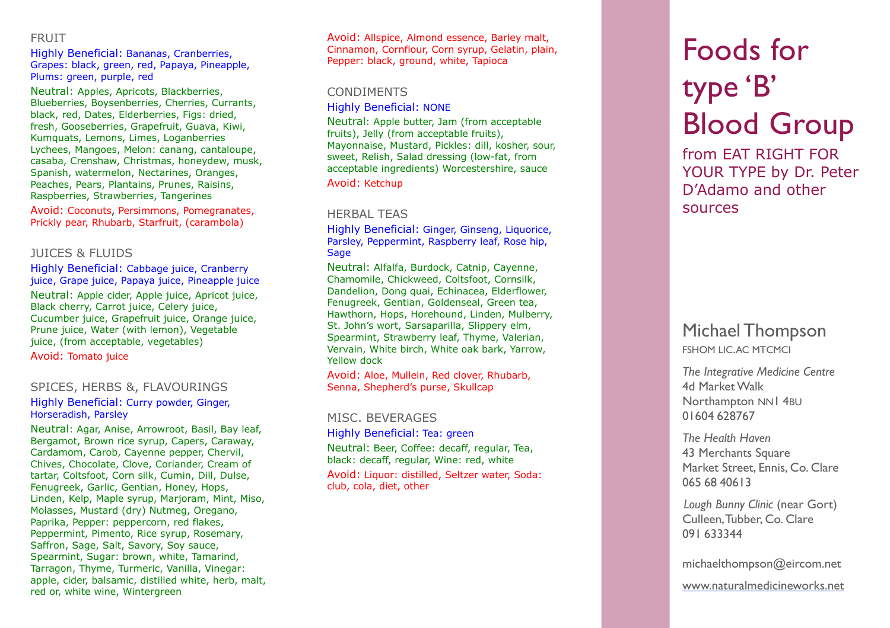## FRUIT

**Highly Beneficial:** Bananas, Cranberries, Grapes: black, green, red, Papaya, Pineapple, Plums: green, purple, red

**Neutral:** Apples, Apricots, Blackberries, Blueberries, Boysenberries, Cherries, Currants, black, red, Dates, Elderberries, Figs: dried, fresh, Gooseberries, Grapefruit, Guava, Kiwi, Kumquats, Lemons, Limes, Loganberries Lychees, Mangoes, Melon: canang, cantaloupe, casaba, Crenshaw, Christmas, honeydew, musk, Spanish, watermelon, Nectarines, Oranges, Peaches, Pears, Plantains, Prunes, Raisins, Raspberries, Strawberries, Tangerines

**Avoid:** Coconuts, Persimmons, Pomegranates, Prickly pear, Rhubarb, Starfruit, (carambola)

## JUICES & FLUIDS

**Highly Beneficial:** Cabbage juice, Cranberry juice, Grape juice, Papaya juice, Pineapple juice

**Neutral:** Apple cider, Apple juice, Apricot juice, Black cherry, Carrot juice, Celery juice, Cucumber juice, Grapefruit juice, Orange juice, Prune juice, Water (with lemon), Vegetable juice, (from acceptable, vegetables)

**Avoid:** Tomato juice

## SPICES, HERBS &, FLAVOURINGS

**Highly Beneficial:** Curry powder, Ginger, Horseradish, Parsley

**Neutral:** Agar, Anise, Arrowroot, Basil, Bay leaf, Bergamot, Brown rice syrup, Capers, Caraway, Cardamom, Carob, Cayenne pepper, Chervil, Chives, Chocolate, Clove, Coriander, Cream of tartar, Coltsfoot, Corn silk, Cumin, Dill, Dulse, Fenugreek, Garlic, Gentian, Honey, Hops, Linden, Kelp, Maple syrup, Marjoram, Mint, Miso, Molasses, Mustard (dry) Nutmeg, Oregano, Paprika, Pepper: peppercorn, red flakes, Peppermint, Pimento, Rice syrup, Rosemary, Saffron, Sage, Salt, Savory, Soy sauce, Spearmint, Sugar: brown, white, Tamarind, Tarragon, Thyme, Turmeric, Vanilla, Vinegar: apple, cider, balsamic, distilled white, herb, malt, red or, white wine, Wintergreen

**Avoid:** Allspice, Almond essence, Barley malt, Cinnamon, Cornflour, Corn syrup, Gelatin, plain, Pepper: black, ground, white, Tapioca

## CONDIMENTS

**Highly Beneficial:** NONE

**Neutral:** Apple butter, Jam (from acceptable fruits), Jelly (from acceptable fruits), Mayonnaise, Mustard, Pickles: dill, kosher, sour, sweet, Relish, Salad dressing (low-fat, from acceptable ingredients) Worcestershire, sauce

**Avoid:** Ketchup

## HERBAL TEAS

**Highly Beneficial:** Ginger, Ginseng, Liquorice, Parsley, Peppermint, Raspberry leaf, Rose hip, Sage

**Neutral:** Alfalfa, Burdock, Catnip, Cayenne, Chamomile, Chickweed, Coltsfoot, Cornsilk, Dandelion, Dong quai, Echinacea, Elderflower, Fenugreek, Gentian, Goldenseal, Green tea, Hawthorn, Hops, Horehound, Linden, Mulberry, St. John's wort, Sarsaparilla, Slippery elm, Spearmint, Strawberry leaf, Thyme, Valerian, Vervain, White birch, White oak bark, Yarrow, Yellow dock

**Avoid:** Aloe, Mullein, Red clover, Rhubarb, Senna, Shepherd's purse, Skullcap

## MISC. BEVERAGES

**Highly Beneficial:** Tea: green

**Neutral:** Beer, Coffee: decaff, regular, Tea, black: decaff, regular, Wine: red, white

**Avoid:** Liquor: distilled, Seltzer water, Soda: club, cola, diet, other

# Foods for type 'B' Blood Group

from EAT RIGHT FOR YOUR TYPE by Dr. Peter D'Adamo and other sources

**Michael Thompson**
FSHOM LIC.AC MTCMCI

*The Integrative Medicine Centre*
4d Market Walk
Northampton NN1 4BU
01604 628767

*The Health Haven*
43 Merchants Square
Market Street, Ennis, Co. Clare
065 68 40613

*Lough Bunny Clinic* (near Gort)
Culleen, Tubber, Co. Clare
091 633344

michaelthompson@eircom.net

www.naturalmedicineworks.net